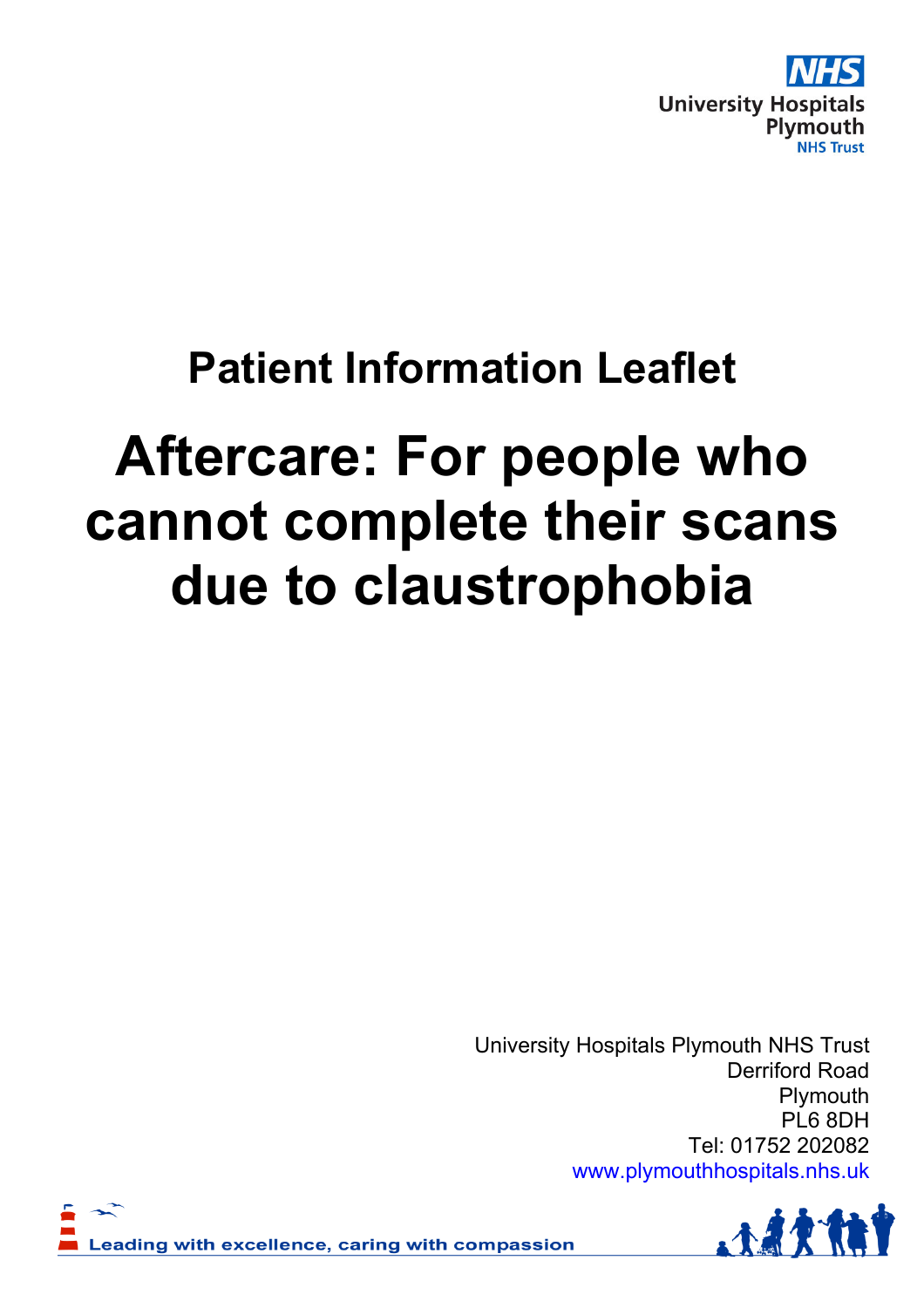NHS
University Hospitals
Plymouth
NHS Trust

## Patient Information Leaflet

# Aftercare: For people who cannot complete their scans due to claustrophobia

University Hospitals Plymouth NHS Trust
Derriford Road
Plymouth
PL6 8DH
Tel: 01752 202082
www.plymouthhospitals.nhs.uk

Leading with excellence, caring with compassion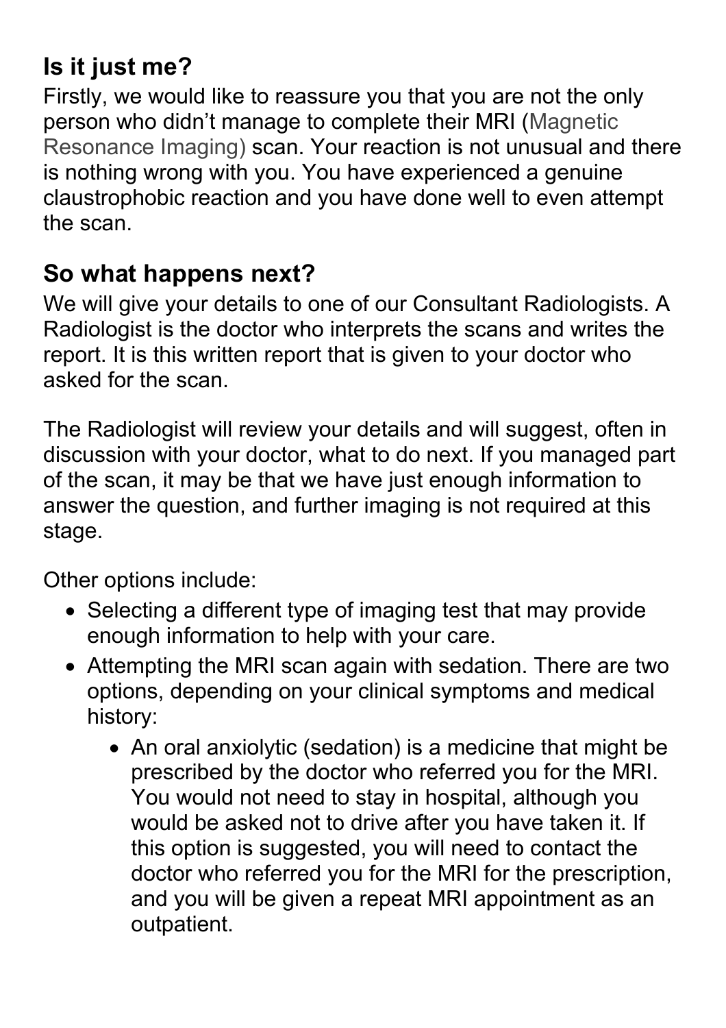## Is it just me?

Firstly, we would like to reassure you that you are not the only person who didn't manage to complete their MRI (Magnetic Resonance Imaging) scan. Your reaction is not unusual and there is nothing wrong with you. You have experienced a genuine claustrophobic reaction and you have done well to even attempt the scan.

## So what happens next?

We will give your details to one of our Consultant Radiologists. A Radiologist is the doctor who interprets the scans and writes the report. It is this written report that is given to your doctor who asked for the scan.

The Radiologist will review your details and will suggest, often in discussion with your doctor, what to do next. If you managed part of the scan, it may be that we have just enough information to answer the question, and further imaging is not required at this stage.

Other options include:

- Selecting a different type of imaging test that may provide enough information to help with your care.
- Attempting the MRI scan again with sedation. There are two options, depending on your clinical symptoms and medical history:
    - An oral anxiolytic (sedation) is a medicine that might be prescribed by the doctor who referred you for the MRI. You would not need to stay in hospital, although you would be asked not to drive after you have taken it. If this option is suggested, you will need to contact the doctor who referred you for the MRI for the prescription, and you will be given a repeat MRI appointment as an outpatient.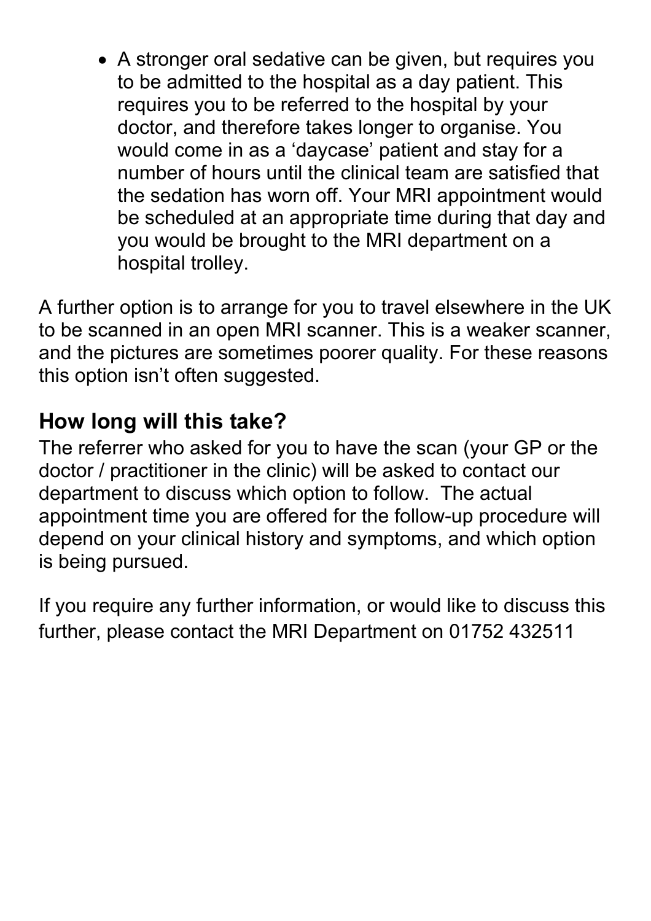- A stronger oral sedative can be given, but requires you to be admitted to the hospital as a day patient. This requires you to be referred to the hospital by your doctor, and therefore takes longer to organise. You would come in as a 'daycase' patient and stay for a number of hours until the clinical team are satisfied that the sedation has worn off. Your MRI appointment would be scheduled at an appropriate time during that day and you would be brought to the MRI department on a hospital trolley.

A further option is to arrange for you to travel elsewhere in the UK to be scanned in an open MRI scanner. This is a weaker scanner, and the pictures are sometimes poorer quality. For these reasons this option isn't often suggested.

## How long will this take?

The referrer who asked for you to have the scan (your GP or the doctor / practitioner in the clinic) will be asked to contact our department to discuss which option to follow. The actual appointment time you are offered for the follow-up procedure will depend on your clinical history and symptoms, and which option is being pursued.

If you require any further information, or would like to discuss this further, please contact the MRI Department on 01752 432511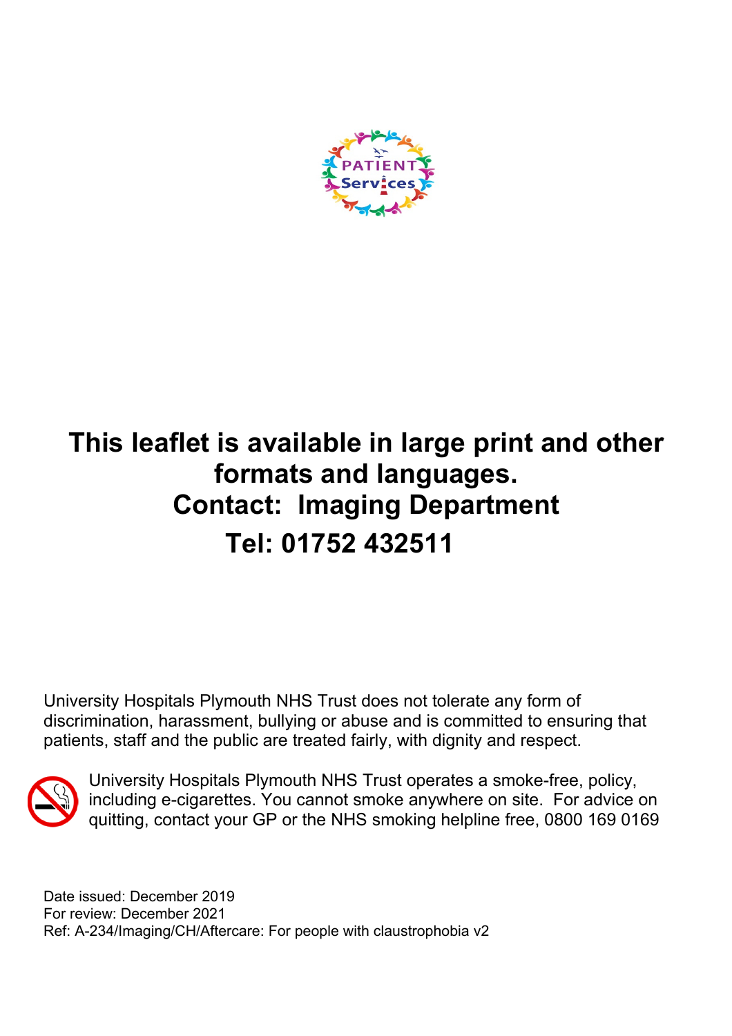**This leaflet is available in large print and other formats and languages.**
**Contact: Imaging Department**
**Tel: 01752 432511**

University Hospitals Plymouth NHS Trust does not tolerate any form of discrimination, harassment, bullying or abuse and is committed to ensuring that patients, staff and the public are treated fairly, with dignity and respect.

University Hospitals Plymouth NHS Trust operates a smoke-free, policy, including e-cigarettes. You cannot smoke anywhere on site. For advice on quitting, contact your GP or the NHS smoking helpline free, 0800 169 0169

Date issued: December 2019
For review: December 2021
Ref: A-234/Imaging/CH/Aftercare: For people with claustrophobia v2